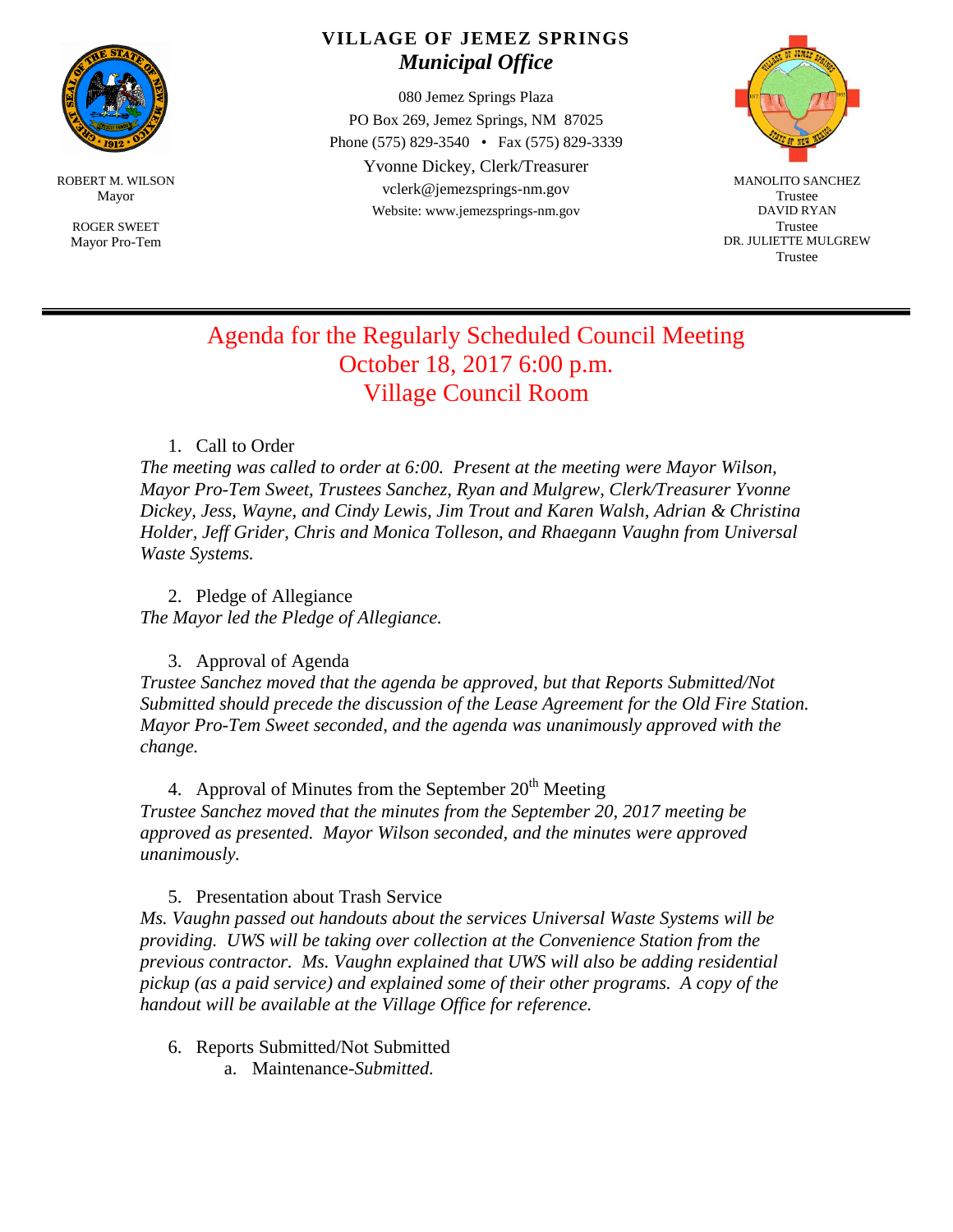ROBERT M. WILSON
Mayor

ROGER SWEET
Mayor Pro-Tem

# VILLAGE OF JEMEZ SPRINGS
## *Municipal Office*

080 Jemez Springs Plaza
PO Box 269, Jemez Springs, NM 87025
Phone (575) 829-3540 • Fax (575) 829-3339
Yvonne Dickey, Clerk/Treasurer
vclerk@jemezsprings-nm.gov
Website: www.jemezsprings-nm.gov

MANOLITO SANCHEZ
Trustee
DAVID RYAN
Trustee
DR. JULIETTE MULGREW
Trustee

---

## Agenda for the Regularly Scheduled Council Meeting
## October 18, 2017 6:00 p.m.
## Village Council Room

1. Call to Order

*The meeting was called to order at 6:00. Present at the meeting were Mayor Wilson, Mayor Pro-Tem Sweet, Trustees Sanchez, Ryan and Mulgrew, Clerk/Treasurer Yvonne Dickey, Jess, Wayne, and Cindy Lewis, Jim Trout and Karen Walsh, Adrian & Christina Holder, Jeff Grider, Chris and Monica Tolleson, and Rhaegann Vaughn from Universal Waste Systems.*

2. Pledge of Allegiance

*The Mayor led the Pledge of Allegiance.*

3. Approval of Agenda

*Trustee Sanchez moved that the agenda be approved, but that Reports Submitted/Not Submitted should precede the discussion of the Lease Agreement for the Old Fire Station. Mayor Pro-Tem Sweet seconded, and the agenda was unanimously approved with the change.*

4. Approval of Minutes from the September 20th Meeting

*Trustee Sanchez moved that the minutes from the September 20, 2017 meeting be approved as presented. Mayor Wilson seconded, and the minutes were approved unanimously.*

5. Presentation about Trash Service

*Ms. Vaughn passed out handouts about the services Universal Waste Systems will be providing. UWS will be taking over collection at the Convenience Station from the previous contractor. Ms. Vaughn explained that UWS will also be adding residential pickup (as a paid service) and explained some of their other programs. A copy of the handout will be available at the Village Office for reference.*

6. Reports Submitted/Not Submitted
   a. Maintenance-*Submitted.*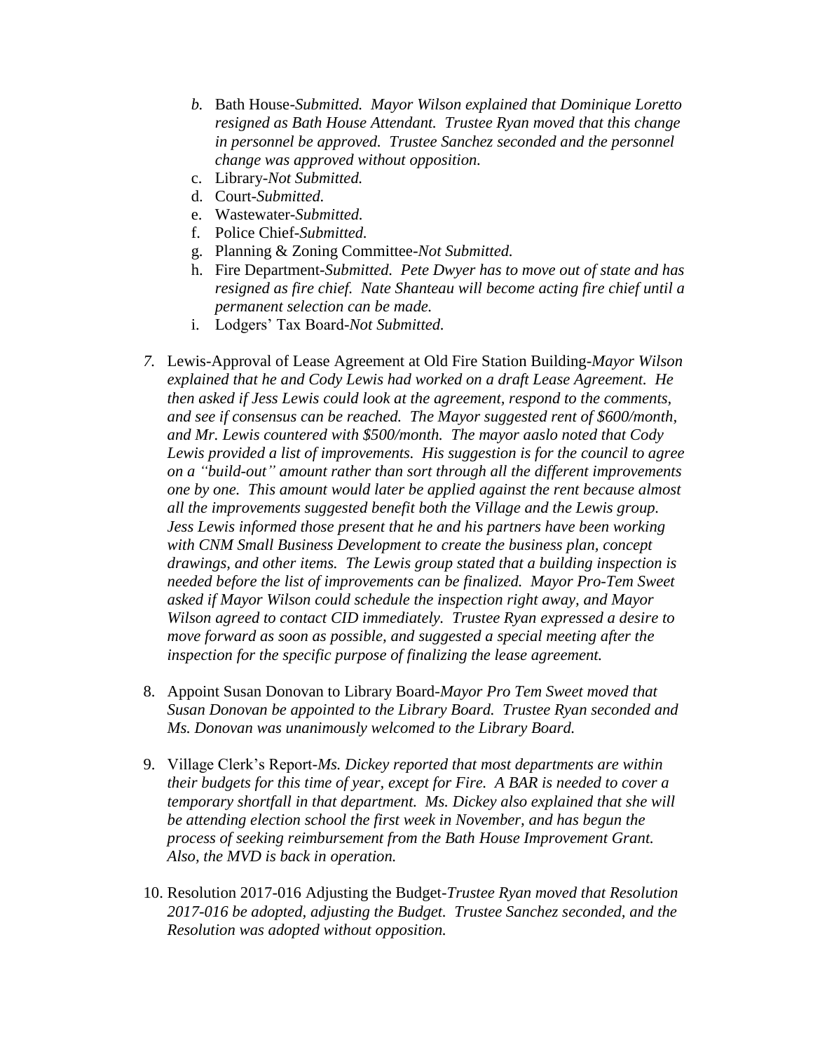b. Bath House-*Submitted. Mayor Wilson explained that Dominique Loretto resigned as Bath House Attendant. Trustee Ryan moved that this change in personnel be approved. Trustee Sanchez seconded and the personnel change was approved without opposition.*
c. Library-*Not Submitted.*
d. Court-*Submitted.*
e. Wastewater-*Submitted.*
f. Police Chief-*Submitted.*
g. Planning & Zoning Committee-*Not Submitted.*
h. Fire Department-*Submitted. Pete Dwyer has to move out of state and has resigned as fire chief. Nate Shanteau will become acting fire chief until a permanent selection can be made.*
i. Lodgers' Tax Board-*Not Submitted.*

7. Lewis-Approval of Lease Agreement at Old Fire Station Building-*Mayor Wilson explained that he and Cody Lewis had worked on a draft Lease Agreement. He then asked if Jess Lewis could look at the agreement, respond to the comments, and see if consensus can be reached. The Mayor suggested rent of $600/month, and Mr. Lewis countered with $500/month. The mayor aaslo noted that Cody Lewis provided a list of improvements. His suggestion is for the council to agree on a "build-out" amount rather than sort through all the different improvements one by one. This amount would later be applied against the rent because almost all the improvements suggested benefit both the Village and the Lewis group. Jess Lewis informed those present that he and his partners have been working with CNM Small Business Development to create the business plan, concept drawings, and other items. The Lewis group stated that a building inspection is needed before the list of improvements can be finalized. Mayor Pro-Tem Sweet asked if Mayor Wilson could schedule the inspection right away, and Mayor Wilson agreed to contact CID immediately. Trustee Ryan expressed a desire to move forward as soon as possible, and suggested a special meeting after the inspection for the specific purpose of finalizing the lease agreement.*

8. Appoint Susan Donovan to Library Board-*Mayor Pro Tem Sweet moved that Susan Donovan be appointed to the Library Board. Trustee Ryan seconded and Ms. Donovan was unanimously welcomed to the Library Board.*

9. Village Clerk's Report-*Ms. Dickey reported that most departments are within their budgets for this time of year, except for Fire. A BAR is needed to cover a temporary shortfall in that department. Ms. Dickey also explained that she will be attending election school the first week in November, and has begun the process of seeking reimbursement from the Bath House Improvement Grant. Also, the MVD is back in operation.*

10. Resolution 2017-016 Adjusting the Budget-*Trustee Ryan moved that Resolution 2017-016 be adopted, adjusting the Budget. Trustee Sanchez seconded, and the Resolution was adopted without opposition.*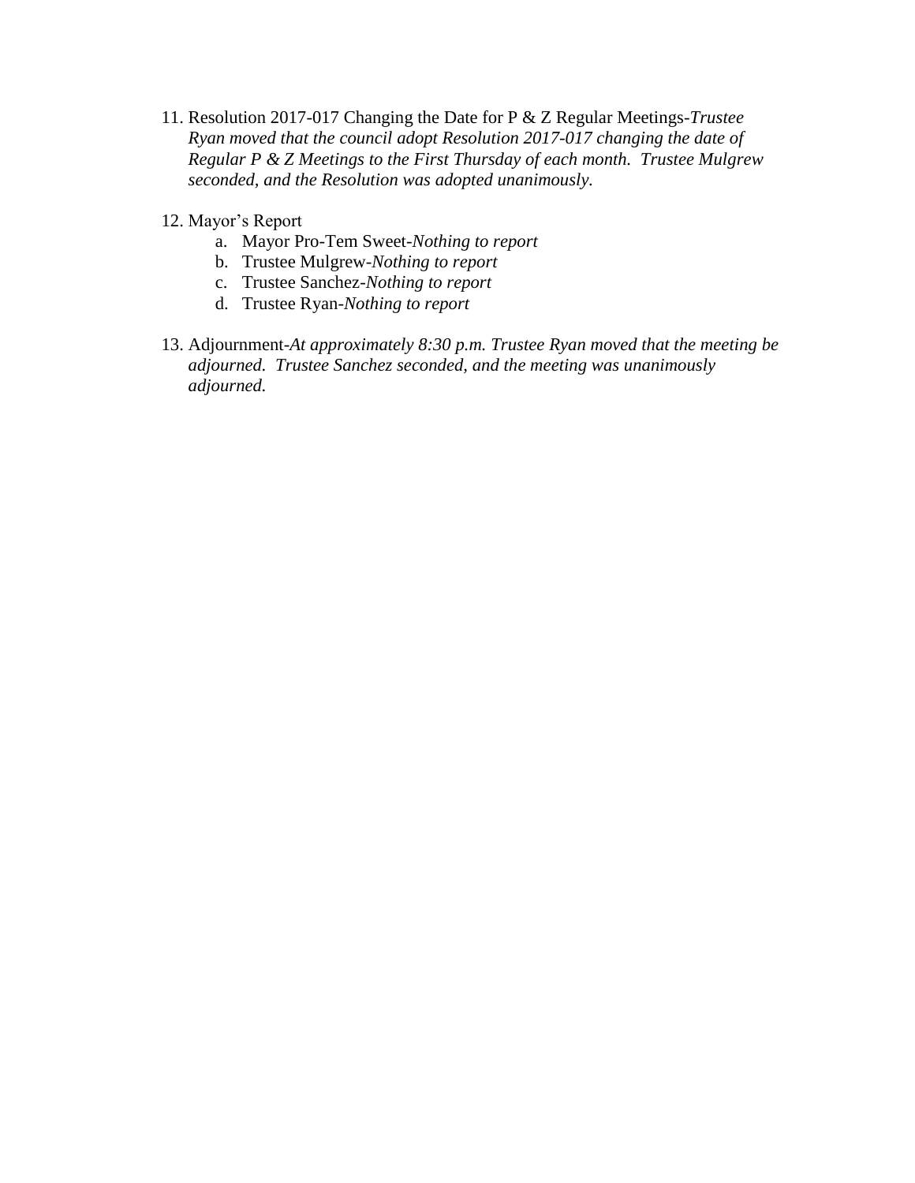11. Resolution 2017-017 Changing the Date for P & Z Regular Meetings-*Trustee Ryan moved that the council adopt Resolution 2017-017 changing the date of Regular P & Z Meetings to the First Thursday of each month. Trustee Mulgrew seconded, and the Resolution was adopted unanimously.*

12. Mayor's Report
    a. Mayor Pro-Tem Sweet-*Nothing to report*
    b. Trustee Mulgrew-*Nothing to report*
    c. Trustee Sanchez-*Nothing to report*
    d. Trustee Ryan-*Nothing to report*

13. Adjournment-*At approximately 8:30 p.m. Trustee Ryan moved that the meeting be adjourned. Trustee Sanchez seconded, and the meeting was unanimously adjourned.*